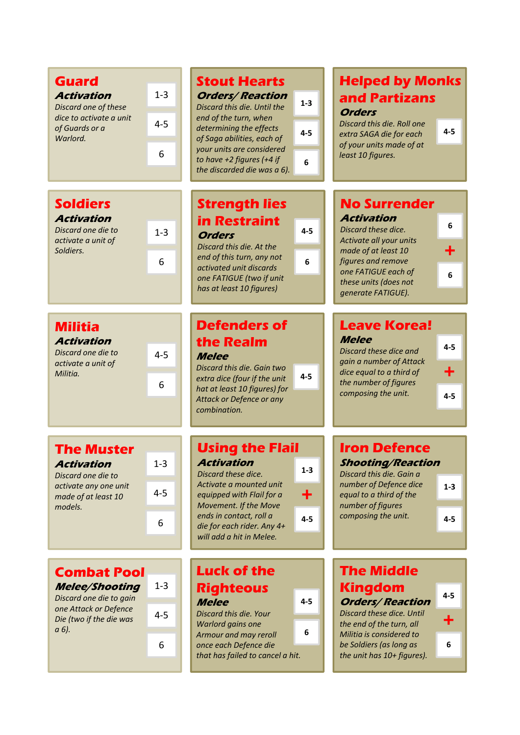## Guard

***Activation***

*Discard one of these dice to activate a unit of Guards or a Warlord.*

1-3

4-5

6

## Stout Hearts

***Orders/ Reaction***

*Discard this die. Until the end of the turn, when determining the effects of Saga abilities, each of your units are considered to have +2 figures (+4 if the discarded die was a 6).*

1-3

4-5

6

## Helped by Monks and Partizans

***Orders***

*Discard this die. Roll one extra SAGA die for each of your units made of at least 10 figures.*

4-5

## Soldiers

***Activation***

*Discard one die to activate a unit of Soldiers.*

1-3

6

## Strength lies in Restraint

***Orders***

*Discard this die. At the end of this turn, any not activated unit discards one FATIGUE (two if unit has at least 10 figures)*

4-5

6

## No Surrender

***Activation***

*Discard these dice. Activate all your units made of at least 10 figures and remove one FATIGUE each of these units (does not generate FATIGUE).*

6 + 6

## Militia

***Activation***

*Discard one die to activate a unit of Militia.*

4-5

6

## Defenders of the Realm

***Melee***

*Discard this die. Gain two extra dice (four if the unit hat at least 10 figures) for Attack or Defence or any combination.*

4-5

## Leave Korea!

***Melee***

*Discard these dice and gain a number of Attack dice equal to a third of the number of figures composing the unit.*

4-5 + 4-5

## The Muster

***Activation***

*Discard one die to activate any one unit made of at least 10 models.*

1-3

4-5

6

## Using the Flail

***Activation***

*Discard these dice. Activate a mounted unit equipped with Flail for a Movement. If the Move ends in contact, roll a die for each rider. Any 4+ will add a hit in Melee.*

1-3 + 4-5

## Iron Defence

***Shooting/Reaction***

*Discard this die. Gain a number of Defence dice equal to a third of the number of figures composing the unit.*

1-3

4-5

## Combat Pool

***Melee/Shooting***

*Discard one die to gain one Attack or Defence Die (two if the die was a 6).*

1-3

4-5

6

## Luck of the Righteous

***Melee***

*Discard this die. Your Warlord gains one Armour and may reroll once each Defence die that has failed to cancel a hit.*

4-5

6

## The Middle Kingdom

***Orders/ Reaction***

*Discard these dice. Until the end of the turn, all Militia is considered to be Soldiers (as long as the unit has 10+ figures).*

4-5 + 6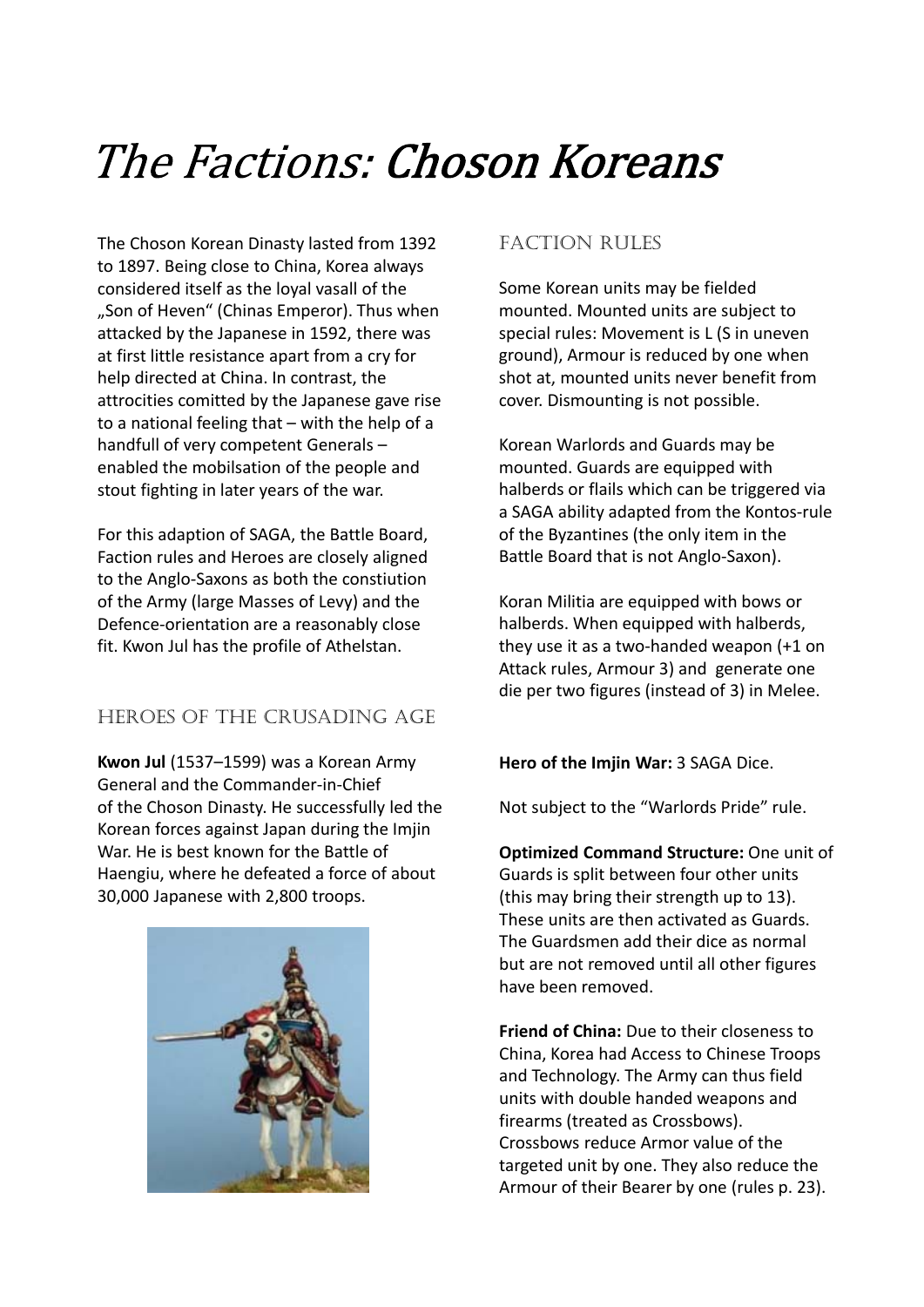# The Factions: Choson Koreans

The Choson Korean Dinasty lasted from 1392 to 1897. Being close to China, Korea always considered itself as the loyal vasall of the „Son of Heven“ (Chinas Emperor). Thus when attacked by the Japanese in 1592, there was at first little resistance apart from a cry for help directed at China. In contrast, the attrocities comitted by the Japanese gave rise to a national feeling that – with the help of a handfull of very competent Generals – enabled the mobilsation of the people and stout fighting in later years of the war.

For this adaption of SAGA, the Battle Board, Faction rules and Heroes are closely aligned to the Anglo-Saxons as both the constiution of the Army (large Masses of Levy) and the Defence-orientation are a reasonably close fit. Kwon Jul has the profile of Athelstan.

## Heroes of the Crusading Age

**Kwon Jul** (1537–1599) was a Korean Army General and the Commander-in-Chief of the Choson Dinasty. He successfully led the Korean forces against Japan during the Imjin War. He is best known for the Battle of Haengiu, where he defeated a force of about 30,000 Japanese with 2,800 troops.

## Faction Rules

Some Korean units may be fielded mounted. Mounted units are subject to special rules: Movement is L (S in uneven ground), Armour is reduced by one when shot at, mounted units never benefit from cover. Dismounting is not possible.

Korean Warlords and Guards may be mounted. Guards are equipped with halberds or flails which can be triggered via a SAGA ability adapted from the Kontos-rule of the Byzantines (the only item in the Battle Board that is not Anglo-Saxon).

Koran Militia are equipped with bows or halberds. When equipped with halberds, they use it as a two-handed weapon (+1 on Attack rules, Armour 3) and generate one die per two figures (instead of 3) in Melee.

**Hero of the Imjin War:** 3 SAGA Dice.

Not subject to the “Warlords Pride” rule.

**Optimized Command Structure:** One unit of Guards is split between four other units (this may bring their strength up to 13). These units are then activated as Guards. The Guardsmen add their dice as normal but are not removed until all other figures have been removed.

**Friend of China:** Due to their closeness to China, Korea had Access to Chinese Troops and Technology. The Army can thus field units with double handed weapons and firearms (treated as Crossbows). Crossbows reduce Armor value of the targeted unit by one. They also reduce the Armour of their Bearer by one (rules p. 23).